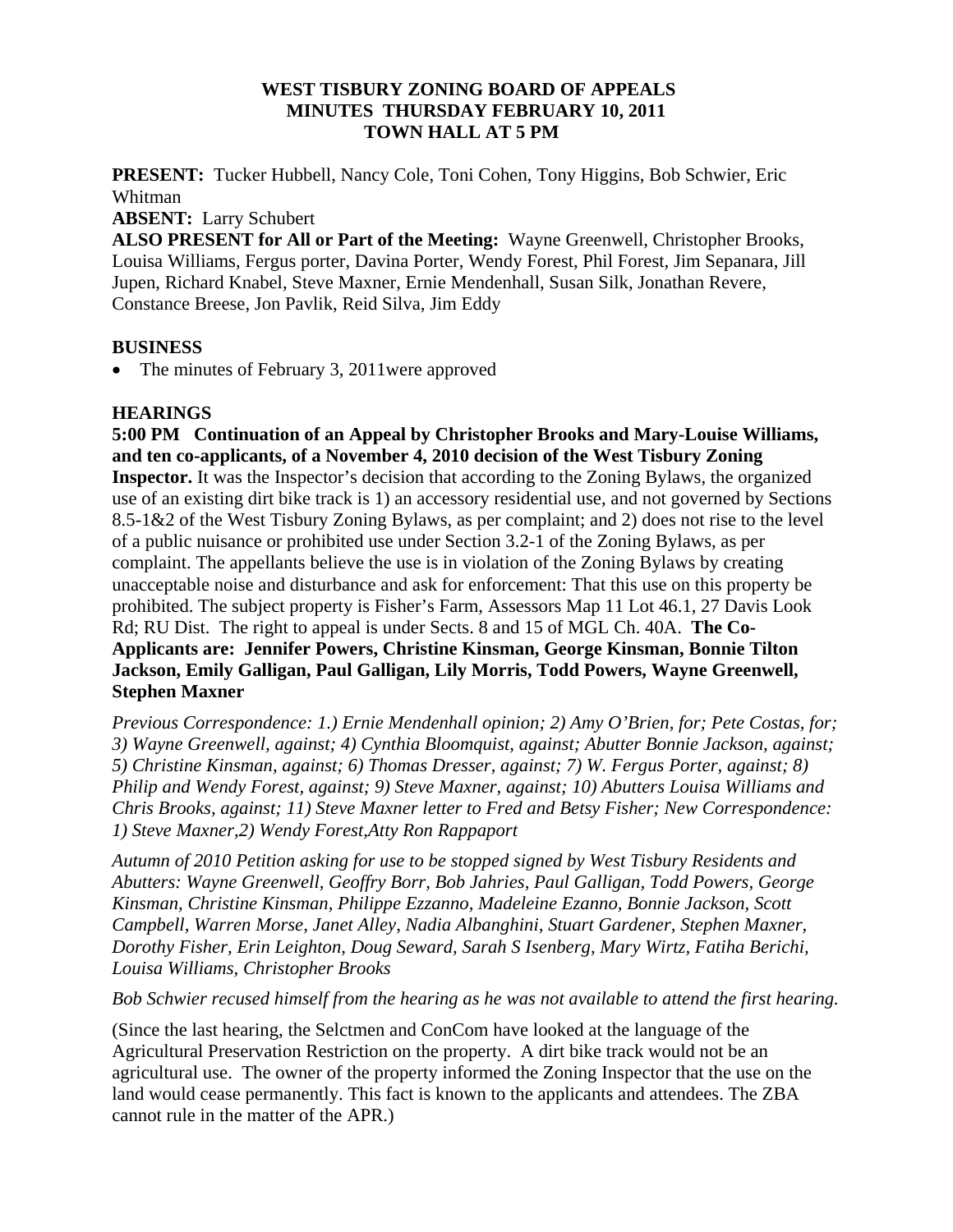# WEST TISBURY ZONING BOARD OF APPEALS
## MINUTES THURSDAY FEBRUARY 10, 2011
## TOWN HALL AT 5 PM

**PRESENT:** Tucker Hubbell, Nancy Cole, Toni Cohen, Tony Higgins, Bob Schwier, Eric Whitman

**ABSENT:** Larry Schubert

**ALSO PRESENT for All or Part of the Meeting:** Wayne Greenwell, Christopher Brooks, Louisa Williams, Fergus porter, Davina Porter, Wendy Forest, Phil Forest, Jim Sepanara, Jill Jupen, Richard Knabel, Steve Maxner, Ernie Mendenhall, Susan Silk, Jonathan Revere, Constance Breese, Jon Pavlik, Reid Silva, Jim Eddy

**BUSINESS**

- The minutes of February 3, 2011were approved

**HEARINGS**

**5:00 PM Continuation of an Appeal by Christopher Brooks and Mary-Louise Williams, and ten co-applicants, of a November 4, 2010 decision of the West Tisbury Zoning Inspector.** It was the Inspector's decision that according to the Zoning Bylaws, the organized use of an existing dirt bike track is 1) an accessory residential use, and not governed by Sections 8.5-1&2 of the West Tisbury Zoning Bylaws, as per complaint; and 2) does not rise to the level of a public nuisance or prohibited use under Section 3.2-1 of the Zoning Bylaws, as per complaint. The appellants believe the use is in violation of the Zoning Bylaws by creating unacceptable noise and disturbance and ask for enforcement: That this use on this property be prohibited. The subject property is Fisher's Farm, Assessors Map 11 Lot 46.1, 27 Davis Look Rd; RU Dist. The right to appeal is under Sects. 8 and 15 of MGL Ch. 40A. **The Co-Applicants are: Jennifer Powers, Christine Kinsman, George Kinsman, Bonnie Tilton Jackson, Emily Galligan, Paul Galligan, Lily Morris, Todd Powers, Wayne Greenwell, Stephen Maxner**

*Previous Correspondence: 1.) Ernie Mendenhall opinion; 2) Amy O'Brien, for; Pete Costas, for; 3) Wayne Greenwell, against; 4) Cynthia Bloomquist, against; Abutter Bonnie Jackson, against; 5) Christine Kinsman, against; 6) Thomas Dresser, against; 7) W. Fergus Porter, against; 8) Philip and Wendy Forest, against; 9) Steve Maxner, against; 10) Abutters Louisa Williams and Chris Brooks, against; 11) Steve Maxner letter to Fred and Betsy Fisher; New Correspondence: 1) Steve Maxner,2) Wendy Forest,Atty Ron Rappaport*

*Autumn of 2010 Petition asking for use to be stopped signed by West Tisbury Residents and Abutters: Wayne Greenwell, Geoffry Borr, Bob Jahries, Paul Galligan, Todd Powers, George Kinsman, Christine Kinsman, Philippe Ezzanno, Madeleine Ezanno, Bonnie Jackson, Scott Campbell, Warren Morse, Janet Alley, Nadia Albanghini, Stuart Gardener, Stephen Maxner, Dorothy Fisher, Erin Leighton, Doug Seward, Sarah S Isenberg, Mary Wirtz, Fatiha Berichi, Louisa Williams, Christopher Brooks*

*Bob Schwier recused himself from the hearing as he was not available to attend the first hearing.*

(Since the last hearing, the Selctmen and ConCom have looked at the language of the Agricultural Preservation Restriction on the property. A dirt bike track would not be an agricultural use. The owner of the property informed the Zoning Inspector that the use on the land would cease permanently. This fact is known to the applicants and attendees. The ZBA cannot rule in the matter of the APR.)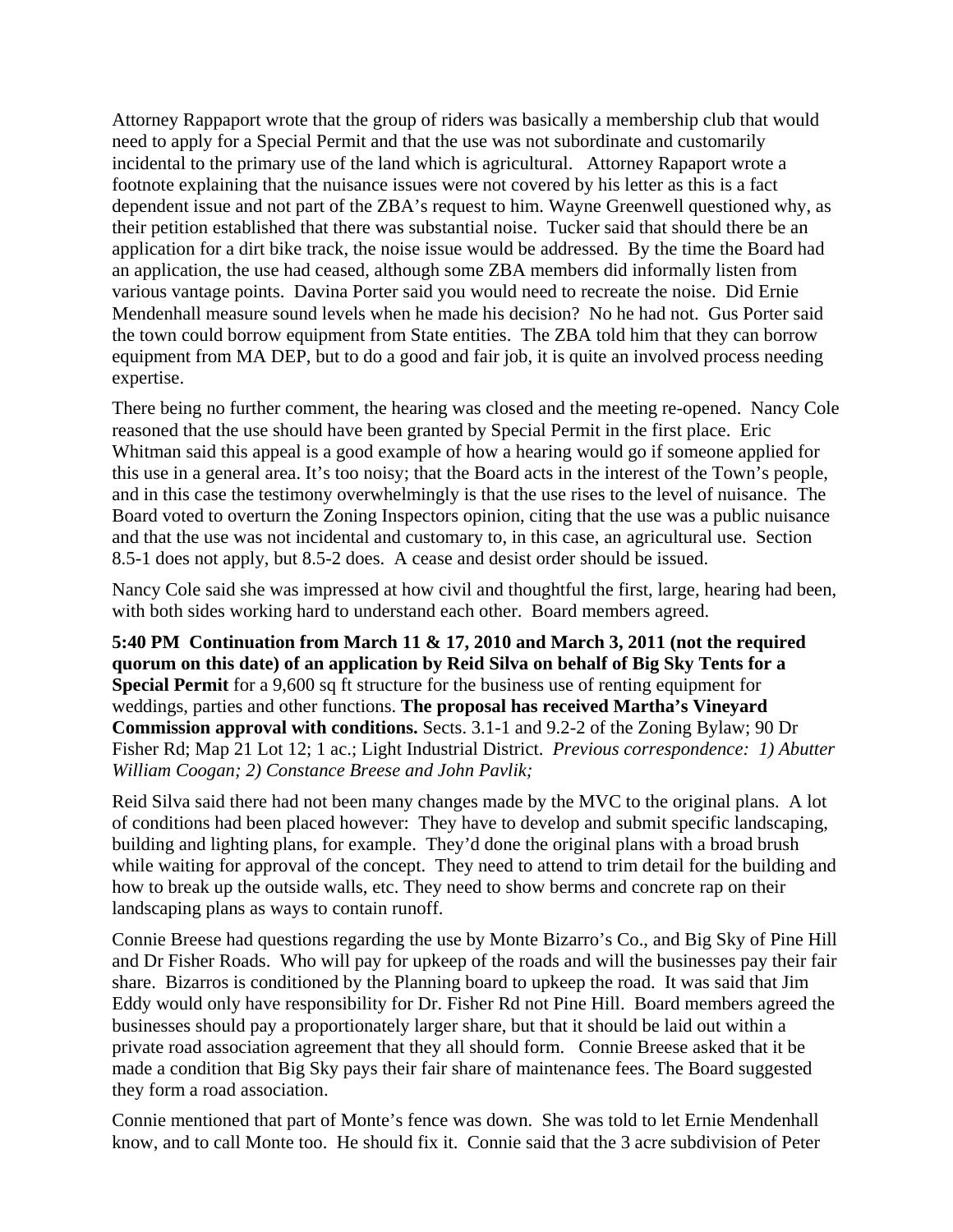Attorney Rappaport wrote that the group of riders was basically a membership club that would need to apply for a Special Permit and that the use was not subordinate and customarily incidental to the primary use of the land which is agricultural. Attorney Rapaport wrote a footnote explaining that the nuisance issues were not covered by his letter as this is a fact dependent issue and not part of the ZBA's request to him. Wayne Greenwell questioned why, as their petition established that there was substantial noise. Tucker said that should there be an application for a dirt bike track, the noise issue would be addressed. By the time the Board had an application, the use had ceased, although some ZBA members did informally listen from various vantage points. Davina Porter said you would need to recreate the noise. Did Ernie Mendenhall measure sound levels when he made his decision? No he had not. Gus Porter said the town could borrow equipment from State entities. The ZBA told him that they can borrow equipment from MA DEP, but to do a good and fair job, it is quite an involved process needing expertise.

There being no further comment, the hearing was closed and the meeting re-opened. Nancy Cole reasoned that the use should have been granted by Special Permit in the first place. Eric Whitman said this appeal is a good example of how a hearing would go if someone applied for this use in a general area. It's too noisy; that the Board acts in the interest of the Town's people, and in this case the testimony overwhelmingly is that the use rises to the level of nuisance. The Board voted to overturn the Zoning Inspectors opinion, citing that the use was a public nuisance and that the use was not incidental and customary to, in this case, an agricultural use. Section 8.5-1 does not apply, but 8.5-2 does. A cease and desist order should be issued.

Nancy Cole said she was impressed at how civil and thoughtful the first, large, hearing had been, with both sides working hard to understand each other. Board members agreed.

**5:40 PM Continuation from March 11 & 17, 2010 and March 3, 2011 (not the required quorum on this date) of an application by Reid Silva on behalf of Big Sky Tents for a Special Permit** for a 9,600 sq ft structure for the business use of renting equipment for weddings, parties and other functions. **The proposal has received Martha's Vineyard Commission approval with conditions.** Sects. 3.1-1 and 9.2-2 of the Zoning Bylaw; 90 Dr Fisher Rd; Map 21 Lot 12; 1 ac.; Light Industrial District. *Previous correspondence: 1) Abutter William Coogan; 2) Constance Breese and John Pavlik;*

Reid Silva said there had not been many changes made by the MVC to the original plans. A lot of conditions had been placed however: They have to develop and submit specific landscaping, building and lighting plans, for example. They'd done the original plans with a broad brush while waiting for approval of the concept. They need to attend to trim detail for the building and how to break up the outside walls, etc. They need to show berms and concrete rap on their landscaping plans as ways to contain runoff.

Connie Breese had questions regarding the use by Monte Bizarro's Co., and Big Sky of Pine Hill and Dr Fisher Roads. Who will pay for upkeep of the roads and will the businesses pay their fair share. Bizarros is conditioned by the Planning board to upkeep the road. It was said that Jim Eddy would only have responsibility for Dr. Fisher Rd not Pine Hill. Board members agreed the businesses should pay a proportionately larger share, but that it should be laid out within a private road association agreement that they all should form. Connie Breese asked that it be made a condition that Big Sky pays their fair share of maintenance fees. The Board suggested they form a road association.

Connie mentioned that part of Monte's fence was down. She was told to let Ernie Mendenhall know, and to call Monte too. He should fix it. Connie said that the 3 acre subdivision of Peter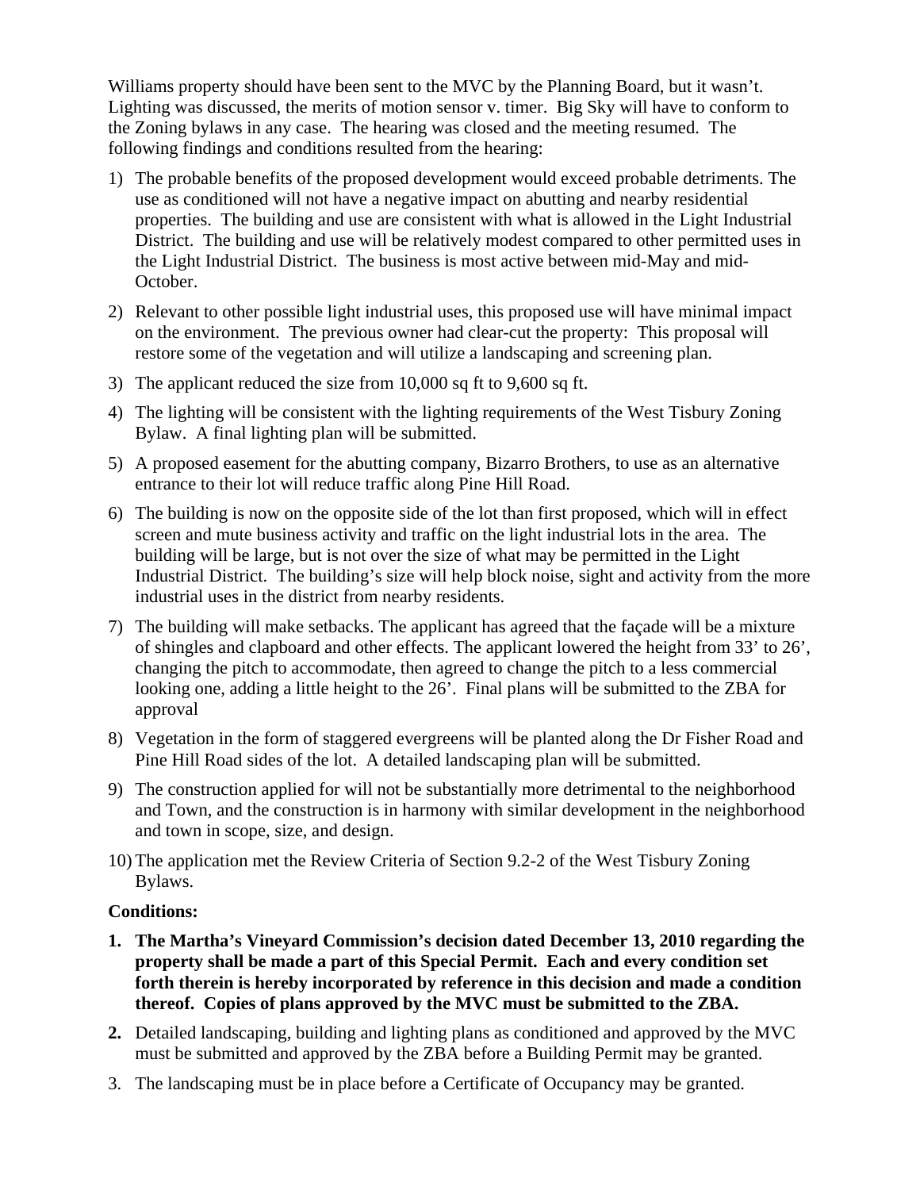Williams property should have been sent to the MVC by the Planning Board, but it wasn't. Lighting was discussed, the merits of motion sensor v. timer. Big Sky will have to conform to the Zoning bylaws in any case. The hearing was closed and the meeting resumed. The following findings and conditions resulted from the hearing:

1) The probable benefits of the proposed development would exceed probable detriments. The use as conditioned will not have a negative impact on abutting and nearby residential properties. The building and use are consistent with what is allowed in the Light Industrial District. The building and use will be relatively modest compared to other permitted uses in the Light Industrial District. The business is most active between mid-May and mid-October.
2) Relevant to other possible light industrial uses, this proposed use will have minimal impact on the environment. The previous owner had clear-cut the property: This proposal will restore some of the vegetation and will utilize a landscaping and screening plan.
3) The applicant reduced the size from 10,000 sq ft to 9,600 sq ft.
4) The lighting will be consistent with the lighting requirements of the West Tisbury Zoning Bylaw. A final lighting plan will be submitted.
5) A proposed easement for the abutting company, Bizarro Brothers, to use as an alternative entrance to their lot will reduce traffic along Pine Hill Road.
6) The building is now on the opposite side of the lot than first proposed, which will in effect screen and mute business activity and traffic on the light industrial lots in the area. The building will be large, but is not over the size of what may be permitted in the Light Industrial District. The building's size will help block noise, sight and activity from the more industrial uses in the district from nearby residents.
7) The building will make setbacks. The applicant has agreed that the façade will be a mixture of shingles and clapboard and other effects. The applicant lowered the height from 33' to 26', changing the pitch to accommodate, then agreed to change the pitch to a less commercial looking one, adding a little height to the 26'. Final plans will be submitted to the ZBA for approval
8) Vegetation in the form of staggered evergreens will be planted along the Dr Fisher Road and Pine Hill Road sides of the lot. A detailed landscaping plan will be submitted.
9) The construction applied for will not be substantially more detrimental to the neighborhood and Town, and the construction is in harmony with similar development in the neighborhood and town in scope, size, and design.
10) The application met the Review Criteria of Section 9.2-2 of the West Tisbury Zoning Bylaws.

**Conditions:**

1. **The Martha's Vineyard Commission's decision dated December 13, 2010 regarding the property shall be made a part of this Special Permit. Each and every condition set forth therein is hereby incorporated by reference in this decision and made a condition thereof. Copies of plans approved by the MVC must be submitted to the ZBA.**
2. Detailed landscaping, building and lighting plans as conditioned and approved by the MVC must be submitted and approved by the ZBA before a Building Permit may be granted.
3. The landscaping must be in place before a Certificate of Occupancy may be granted.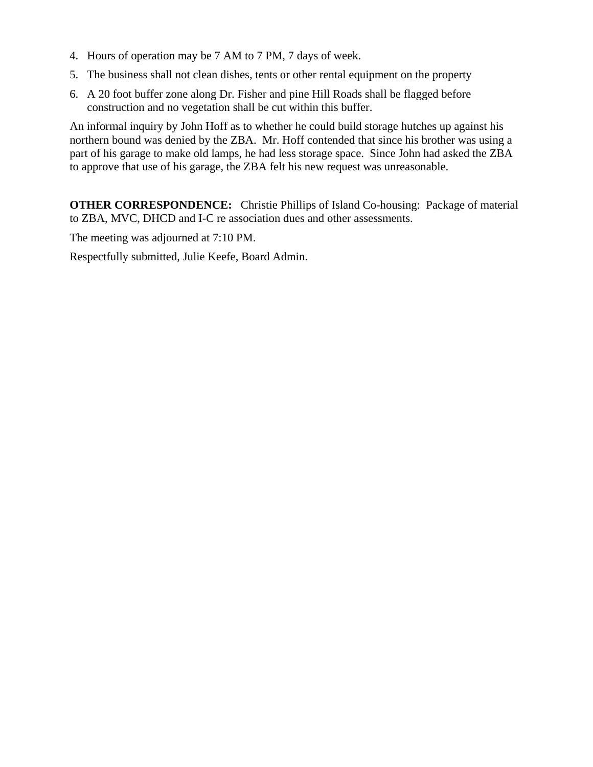4. Hours of operation may be 7 AM to 7 PM, 7 days of week.
5. The business shall not clean dishes, tents or other rental equipment on the property
6. A 20 foot buffer zone along Dr. Fisher and pine Hill Roads shall be flagged before construction and no vegetation shall be cut within this buffer.

An informal inquiry by John Hoff as to whether he could build storage hutches up against his northern bound was denied by the ZBA. Mr. Hoff contended that since his brother was using a part of his garage to make old lamps, he had less storage space. Since John had asked the ZBA to approve that use of his garage, the ZBA felt his new request was unreasonable.

**OTHER CORRESPONDENCE:** Christie Phillips of Island Co-housing: Package of material to ZBA, MVC, DHCD and I-C re association dues and other assessments.

The meeting was adjourned at 7:10 PM.

Respectfully submitted, Julie Keefe, Board Admin.